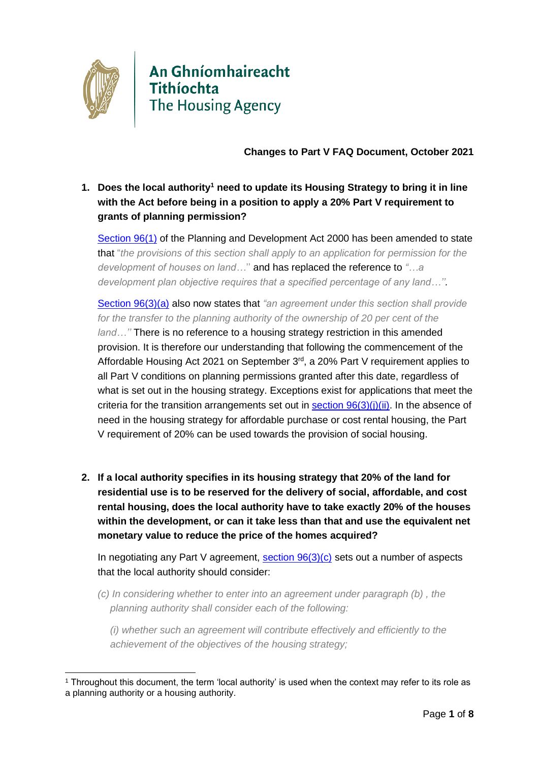An Ghníomhaireacht Tithíochta
The Housing Agency

**Changes to Part V FAQ Document, October 2021**

1. **Does the local authority[1] need to update its Housing Strategy to bring it in line with the Act before being in a position to apply a 20% Part V requirement to grants of planning permission?**

   [Section 96(1)](#) of the Planning and Development Act 2000 has been amended to state that "*the provisions of this section shall apply to an application for permission for the development of houses on land…*" and has replaced the reference to *"…a development plan objective requires that a specified percentage of any land…"*.

   [Section 96(3)(a)](#) also now states that *"an agreement under this section shall provide for the transfer to the planning authority of the ownership of 20 per cent of the land…"* There is no reference to a housing strategy restriction in this amended provision. It is therefore our understanding that following the commencement of the Affordable Housing Act 2021 on September 3rd, a 20% Part V requirement applies to all Part V conditions on planning permissions granted after this date, regardless of what is set out in the housing strategy. Exceptions exist for applications that meet the criteria for the transition arrangements set out in [section 96(3)(j)(ii)](#). In the absence of need in the housing strategy for affordable purchase or cost rental housing, the Part V requirement of 20% can be used towards the provision of social housing.

2. **If a local authority specifies in its housing strategy that 20% of the land for residential use is to be reserved for the delivery of social, affordable, and cost rental housing, does the local authority have to take exactly 20% of the houses within the development, or can it take less than that and use the equivalent net monetary value to reduce the price of the homes acquired?**

   In negotiating any Part V agreement, [section 96(3)(c)](#) sets out a number of aspects that the local authority should consider:

   *(c) In considering whether to enter into an agreement under paragraph (b) , the planning authority shall consider each of the following:*

   *(i) whether such an agreement will contribute effectively and efficiently to the achievement of the objectives of the housing strategy;*

[1] Throughout this document, the term 'local authority' is used when the context may refer to its role as a planning authority or a housing authority.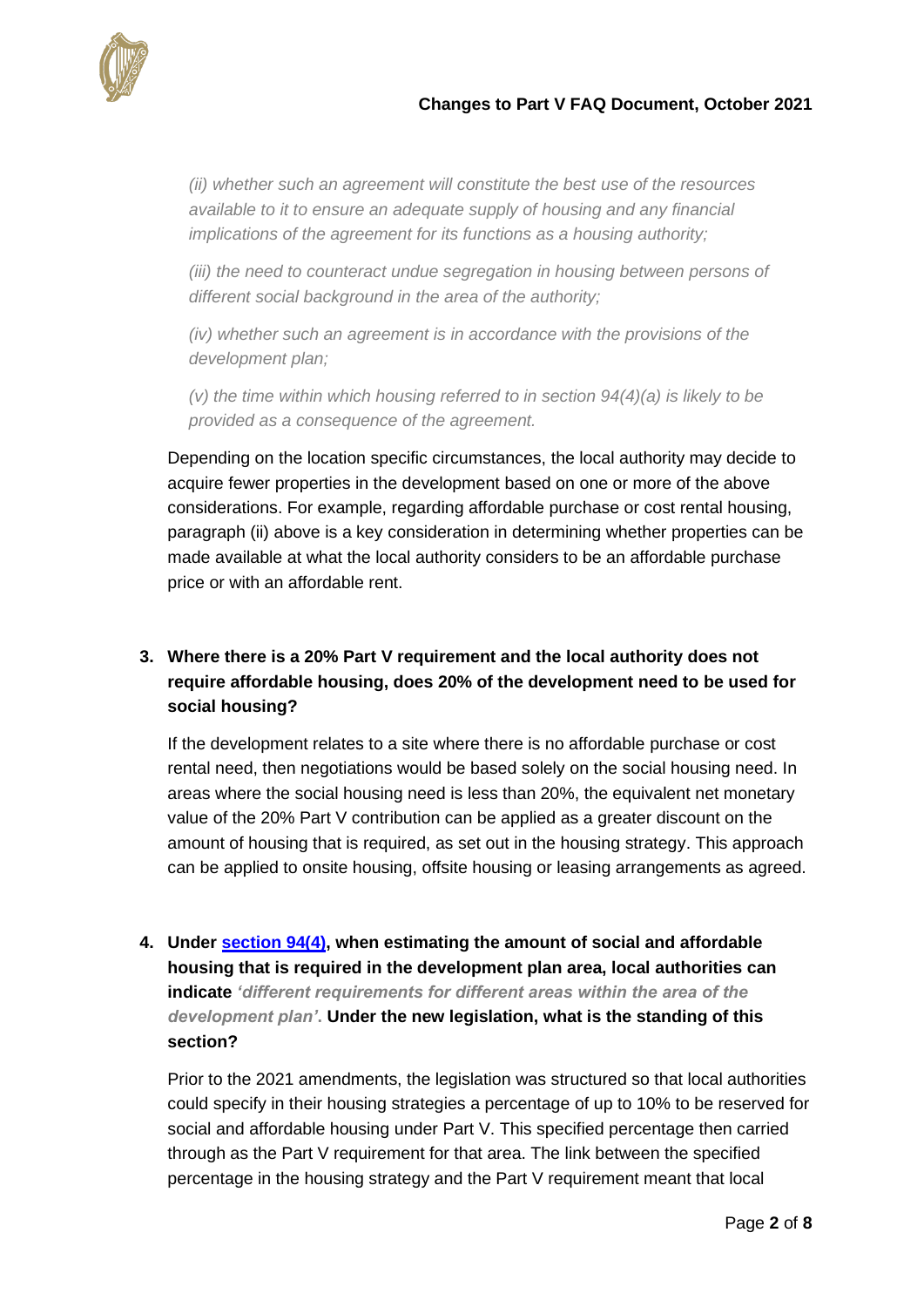*(ii) whether such an agreement will constitute the best use of the resources available to it to ensure an adequate supply of housing and any financial implications of the agreement for its functions as a housing authority;*

*(iii) the need to counteract undue segregation in housing between persons of different social background in the area of the authority;*

*(iv) whether such an agreement is in accordance with the provisions of the development plan;*

*(v) the time within which housing referred to in section 94(4)(a) is likely to be provided as a consequence of the agreement.*

Depending on the location specific circumstances, the local authority may decide to acquire fewer properties in the development based on one or more of the above considerations. For example, regarding affordable purchase or cost rental housing, paragraph (ii) above is a key consideration in determining whether properties can be made available at what the local authority considers to be an affordable purchase price or with an affordable rent.

**3. Where there is a 20% Part V requirement and the local authority does not require affordable housing, does 20% of the development need to be used for social housing?**

If the development relates to a site where there is no affordable purchase or cost rental need, then negotiations would be based solely on the social housing need. In areas where the social housing need is less than 20%, the equivalent net monetary value of the 20% Part V contribution can be applied as a greater discount on the amount of housing that is required, as set out in the housing strategy. This approach can be applied to onsite housing, offsite housing or leasing arrangements as agreed.

**4. Under section 94(4), when estimating the amount of social and affordable housing that is required in the development plan area, local authorities can indicate *'different requirements for different areas within the area of the development plan'*. Under the new legislation, what is the standing of this section?**

Prior to the 2021 amendments, the legislation was structured so that local authorities could specify in their housing strategies a percentage of up to 10% to be reserved for social and affordable housing under Part V. This specified percentage then carried through as the Part V requirement for that area. The link between the specified percentage in the housing strategy and the Part V requirement meant that local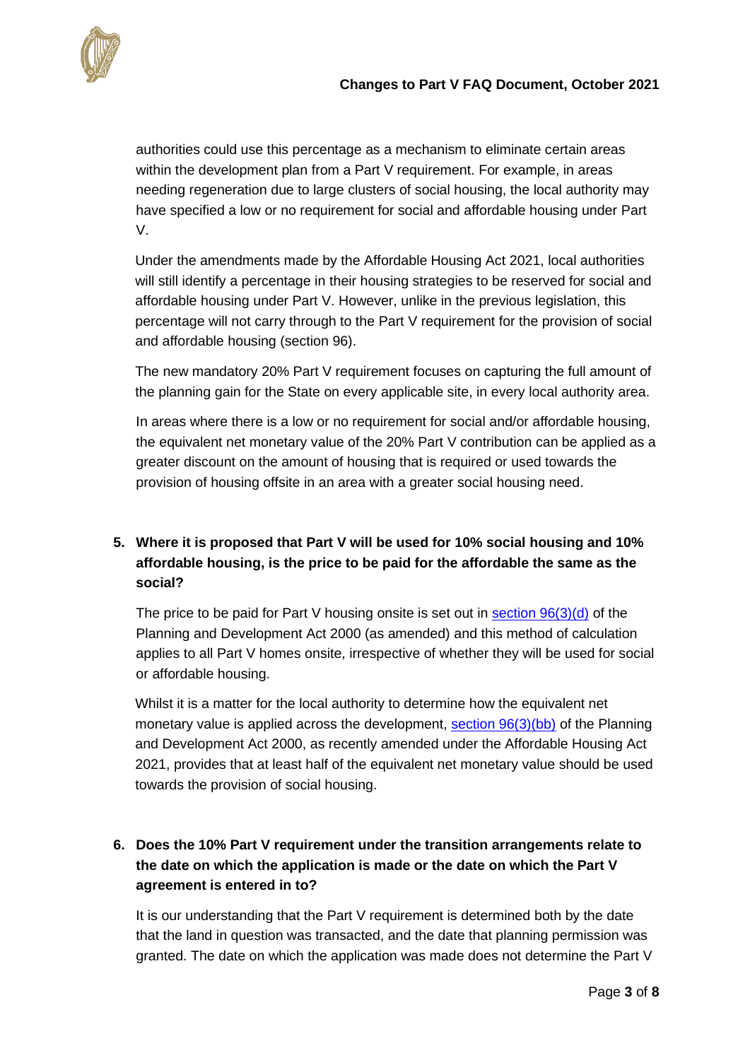authorities could use this percentage as a mechanism to eliminate certain areas within the development plan from a Part V requirement. For example, in areas needing regeneration due to large clusters of social housing, the local authority may have specified a low or no requirement for social and affordable housing under Part V.

Under the amendments made by the Affordable Housing Act 2021, local authorities will still identify a percentage in their housing strategies to be reserved for social and affordable housing under Part V. However, unlike in the previous legislation, this percentage will not carry through to the Part V requirement for the provision of social and affordable housing (section 96).

The new mandatory 20% Part V requirement focuses on capturing the full amount of the planning gain for the State on every applicable site, in every local authority area.

In areas where there is a low or no requirement for social and/or affordable housing, the equivalent net monetary value of the 20% Part V contribution can be applied as a greater discount on the amount of housing that is required or used towards the provision of housing offsite in an area with a greater social housing need.

5. **Where it is proposed that Part V will be used for 10% social housing and 10% affordable housing, is the price to be paid for the affordable the same as the social?**

   The price to be paid for Part V housing onsite is set out in [section 96(3)(d)]() of the Planning and Development Act 2000 (as amended) and this method of calculation applies to all Part V homes onsite, irrespective of whether they will be used for social or affordable housing.

   Whilst it is a matter for the local authority to determine how the equivalent net monetary value is applied across the development, [section 96(3)(bb)]() of the Planning and Development Act 2000, as recently amended under the Affordable Housing Act 2021, provides that at least half of the equivalent net monetary value should be used towards the provision of social housing.

6. **Does the 10% Part V requirement under the transition arrangements relate to the date on which the application is made or the date on which the Part V agreement is entered in to?**

   It is our understanding that the Part V requirement is determined both by the date that the land in question was transacted, and the date that planning permission was granted. The date on which the application was made does not determine the Part V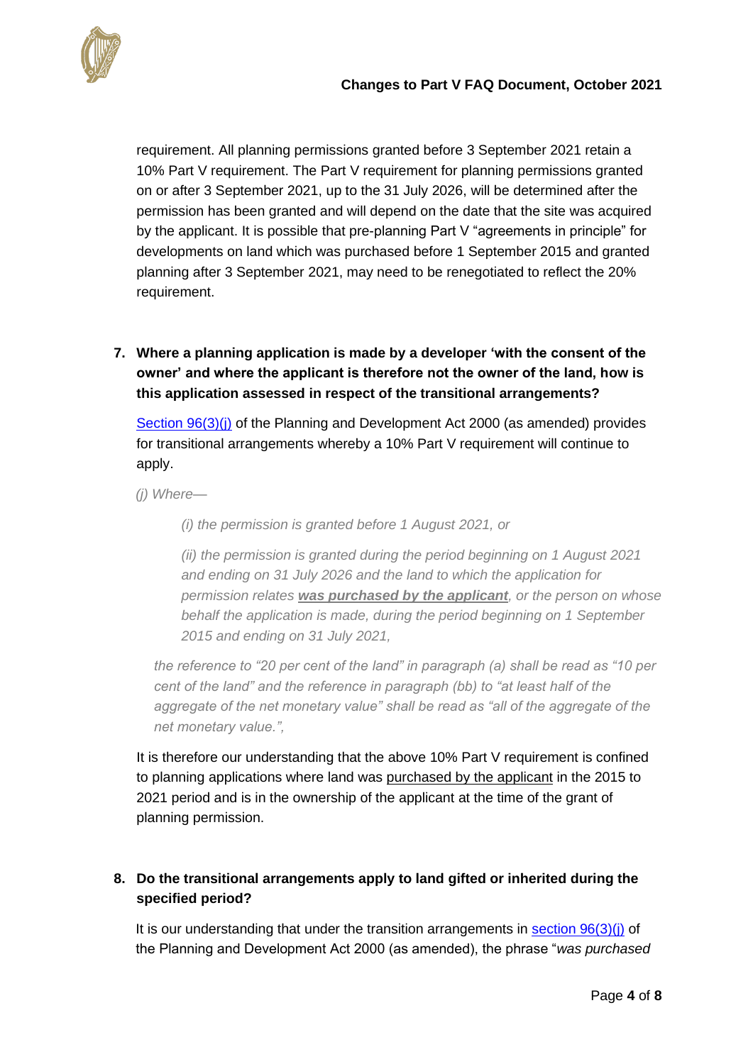requirement. All planning permissions granted before 3 September 2021 retain a 10% Part V requirement. The Part V requirement for planning permissions granted on or after 3 September 2021, up to the 31 July 2026, will be determined after the permission has been granted and will depend on the date that the site was acquired by the applicant. It is possible that pre-planning Part V "agreements in principle" for developments on land which was purchased before 1 September 2015 and granted planning after 3 September 2021, may need to be renegotiated to reflect the 20% requirement.

**7. Where a planning application is made by a developer 'with the consent of the owner' and where the applicant is therefore not the owner of the land, how is this application assessed in respect of the transitional arrangements?**

[Section 96(3)(j)](#) of the Planning and Development Act 2000 (as amended) provides for transitional arrangements whereby a 10% Part V requirement will continue to apply.

> *(j) Where—*
>
> *(i) the permission is granted before 1 August 2021, or*
>
> *(ii) the permission is granted during the period beginning on 1 August 2021 and ending on 31 July 2026 and the land to which the application for permission relates* ***was purchased by the applicant****, or the person on whose behalf the application is made, during the period beginning on 1 September 2015 and ending on 31 July 2021,*
>
> *the reference to "20 per cent of the land" in paragraph (a) shall be read as "10 per cent of the land" and the reference in paragraph (bb) to "at least half of the aggregate of the net monetary value" shall be read as "all of the aggregate of the net monetary value.",*

It is therefore our understanding that the above 10% Part V requirement is confined to planning applications where land was purchased by the applicant in the 2015 to 2021 period and is in the ownership of the applicant at the time of the grant of planning permission.

**8. Do the transitional arrangements apply to land gifted or inherited during the specified period?**

It is our understanding that under the transition arrangements in [section 96(3)(j)](#) of the Planning and Development Act 2000 (as amended), the phrase "*was purchased*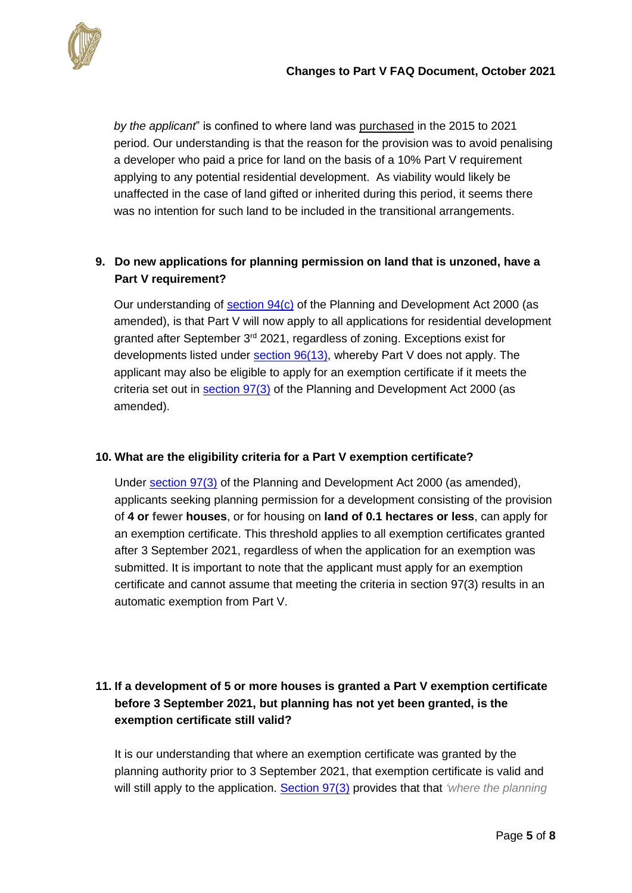*by the applicant*" is confined to where land was purchased in the 2015 to 2021 period. Our understanding is that the reason for the provision was to avoid penalising a developer who paid a price for land on the basis of a 10% Part V requirement applying to any potential residential development. As viability would likely be unaffected in the case of land gifted or inherited during this period, it seems there was no intention for such land to be included in the transitional arrangements.

**9. Do new applications for planning permission on land that is unzoned, have a Part V requirement?**

Our understanding of section 94(c) of the Planning and Development Act 2000 (as amended), is that Part V will now apply to all applications for residential development granted after September 3rd 2021, regardless of zoning. Exceptions exist for developments listed under section 96(13), whereby Part V does not apply. The applicant may also be eligible to apply for an exemption certificate if it meets the criteria set out in section 97(3) of the Planning and Development Act 2000 (as amended).

**10. What are the eligibility criteria for a Part V exemption certificate?**

Under section 97(3) of the Planning and Development Act 2000 (as amended), applicants seeking planning permission for a development consisting of the provision of **4 or fewer houses**, or for housing on **land of 0.1 hectares or less**, can apply for an exemption certificate. This threshold applies to all exemption certificates granted after 3 September 2021, regardless of when the application for an exemption was submitted. It is important to note that the applicant must apply for an exemption certificate and cannot assume that meeting the criteria in section 97(3) results in an automatic exemption from Part V.

**11. If a development of 5 or more houses is granted a Part V exemption certificate before 3 September 2021, but planning has not yet been granted, is the exemption certificate still valid?**

It is our understanding that where an exemption certificate was granted by the planning authority prior to 3 September 2021, that exemption certificate is valid and will still apply to the application. Section 97(3) provides that that *'where the planning*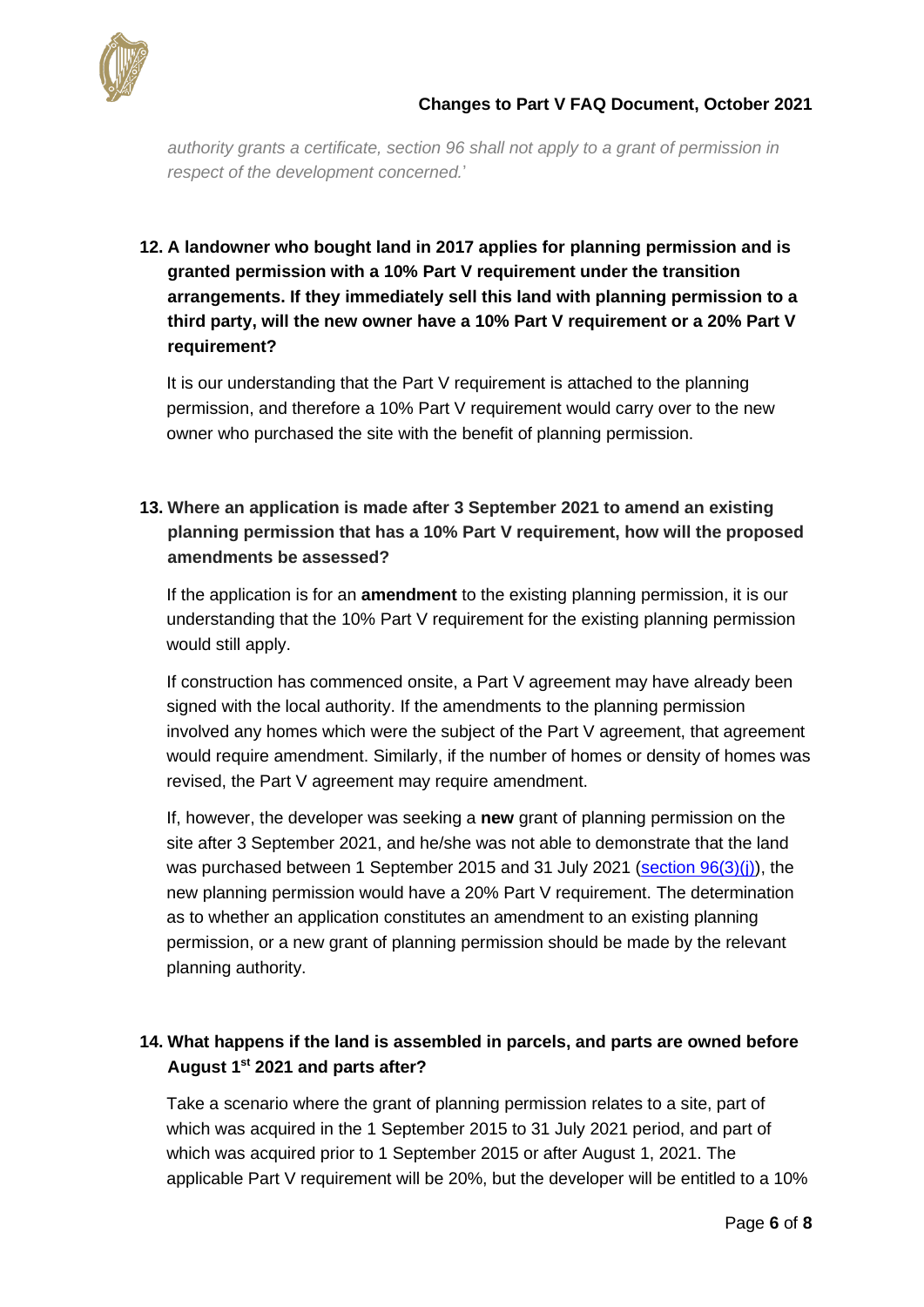*authority grants a certificate, section 96 shall not apply to a grant of permission in respect of the development concerned.*'

**12. A landowner who bought land in 2017 applies for planning permission and is granted permission with a 10% Part V requirement under the transition arrangements. If they immediately sell this land with planning permission to a third party, will the new owner have a 10% Part V requirement or a 20% Part V requirement?**

It is our understanding that the Part V requirement is attached to the planning permission, and therefore a 10% Part V requirement would carry over to the new owner who purchased the site with the benefit of planning permission.

**13. Where an application is made after 3 September 2021 to amend an existing planning permission that has a 10% Part V requirement, how will the proposed amendments be assessed?**

If the application is for an **amendment** to the existing planning permission, it is our understanding that the 10% Part V requirement for the existing planning permission would still apply.

If construction has commenced onsite, a Part V agreement may have already been signed with the local authority. If the amendments to the planning permission involved any homes which were the subject of the Part V agreement, that agreement would require amendment. Similarly, if the number of homes or density of homes was revised, the Part V agreement may require amendment.

If, however, the developer was seeking a **new** grant of planning permission on the site after 3 September 2021, and he/she was not able to demonstrate that the land was purchased between 1 September 2015 and 31 July 2021 (section 96(3)(j)), the new planning permission would have a 20% Part V requirement. The determination as to whether an application constitutes an amendment to an existing planning permission, or a new grant of planning permission should be made by the relevant planning authority.

**14. What happens if the land is assembled in parcels, and parts are owned before August 1st 2021 and parts after?**

Take a scenario where the grant of planning permission relates to a site, part of which was acquired in the 1 September 2015 to 31 July 2021 period, and part of which was acquired prior to 1 September 2015 or after August 1, 2021. The applicable Part V requirement will be 20%, but the developer will be entitled to a 10%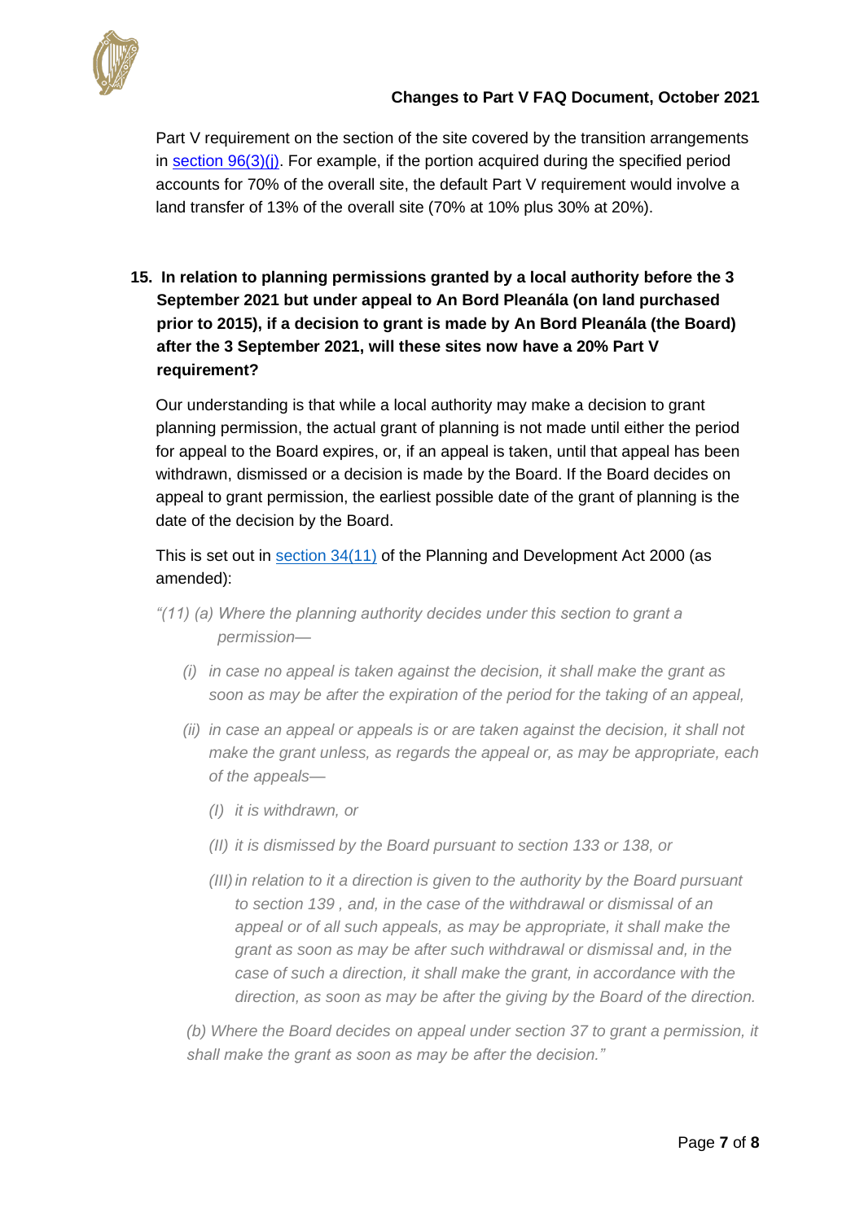Part V requirement on the section of the site covered by the transition arrangements in [section 96(3)(j)](). For example, if the portion acquired during the specified period accounts for 70% of the overall site, the default Part V requirement would involve a land transfer of 13% of the overall site (70% at 10% plus 30% at 20%).

**15. In relation to planning permissions granted by a local authority before the 3 September 2021 but under appeal to An Bord Pleanála (on land purchased prior to 2015), if a decision to grant is made by An Bord Pleanála (the Board) after the 3 September 2021, will these sites now have a 20% Part V requirement?**

Our understanding is that while a local authority may make a decision to grant planning permission, the actual grant of planning is not made until either the period for appeal to the Board expires, or, if an appeal is taken, until that appeal has been withdrawn, dismissed or a decision is made by the Board. If the Board decides on appeal to grant permission, the earliest possible date of the grant of planning is the date of the decision by the Board.

This is set out in [section 34(11)]() of the Planning and Development Act 2000 (as amended):

*"(11) (a) Where the planning authority decides under this section to grant a permission—*

> *(i) in case no appeal is taken against the decision, it shall make the grant as soon as may be after the expiration of the period for the taking of an appeal,*
>
> *(ii) in case an appeal or appeals is or are taken against the decision, it shall not make the grant unless, as regards the appeal or, as may be appropriate, each of the appeals—*
>
> > *(I) it is withdrawn, or*
> >
> > *(II) it is dismissed by the Board pursuant to section 133 or 138, or*
> >
> > *(III) in relation to it a direction is given to the authority by the Board pursuant to section 139 , and, in the case of the withdrawal or dismissal of an appeal or of all such appeals, as may be appropriate, it shall make the grant as soon as may be after such withdrawal or dismissal and, in the case of such a direction, it shall make the grant, in accordance with the direction, as soon as may be after the giving by the Board of the direction.*

*(b) Where the Board decides on appeal under section 37 to grant a permission, it shall make the grant as soon as may be after the decision."*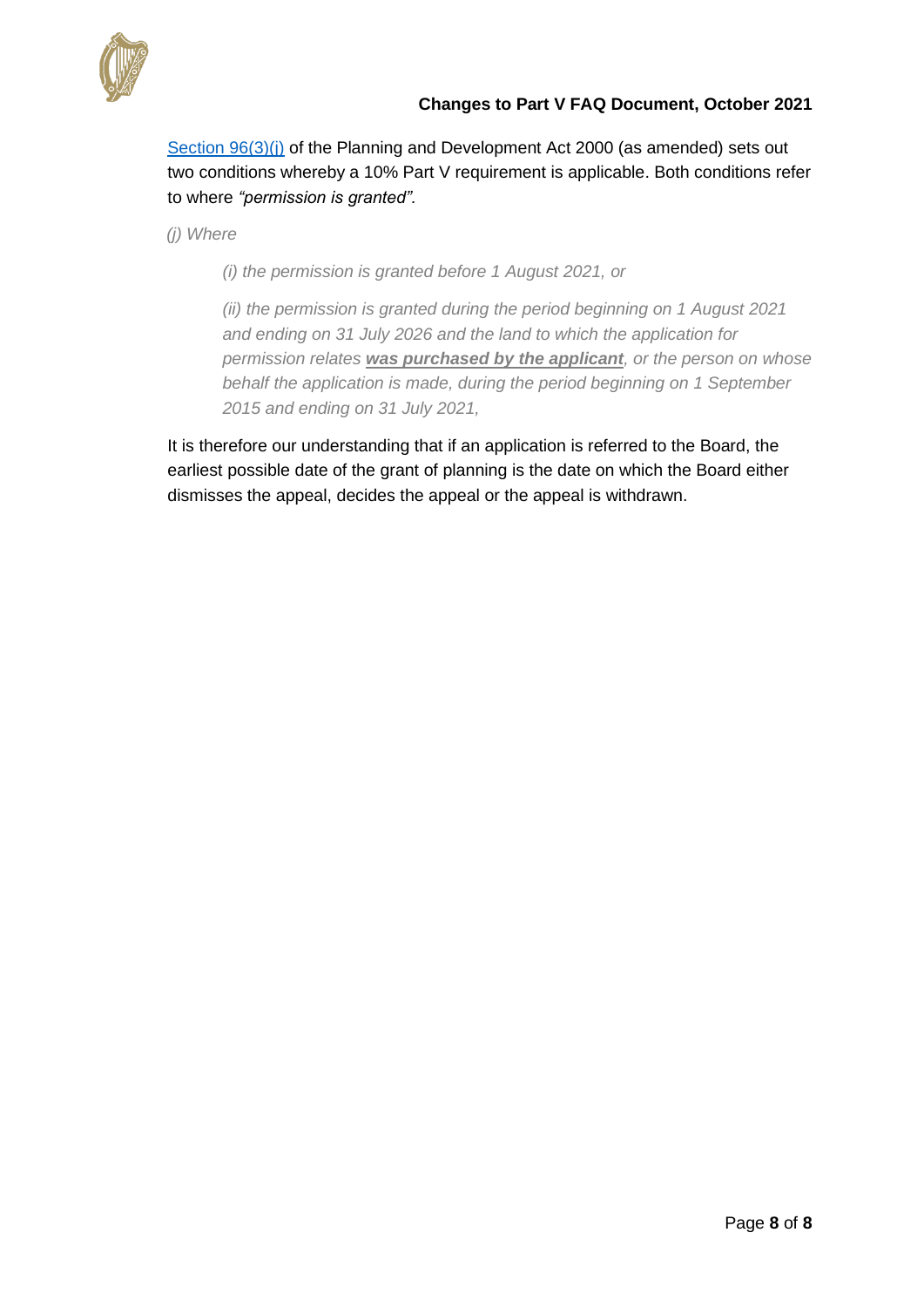[Section 96(3)(j)](#) of the Planning and Development Act 2000 (as amended) sets out two conditions whereby a 10% Part V requirement is applicable. Both conditions refer to where *"permission is granted".*

*(j) Where*

> *(i) the permission is granted before 1 August 2021, or*
>
> *(ii) the permission is granted during the period beginning on 1 August 2021 and ending on 31 July 2026 and the land to which the application for permission relates* ***was purchased by the applicant****, or the person on whose behalf the application is made, during the period beginning on 1 September 2015 and ending on 31 July 2021,*

It is therefore our understanding that if an application is referred to the Board, the earliest possible date of the grant of planning is the date on which the Board either dismisses the appeal, decides the appeal or the appeal is withdrawn.